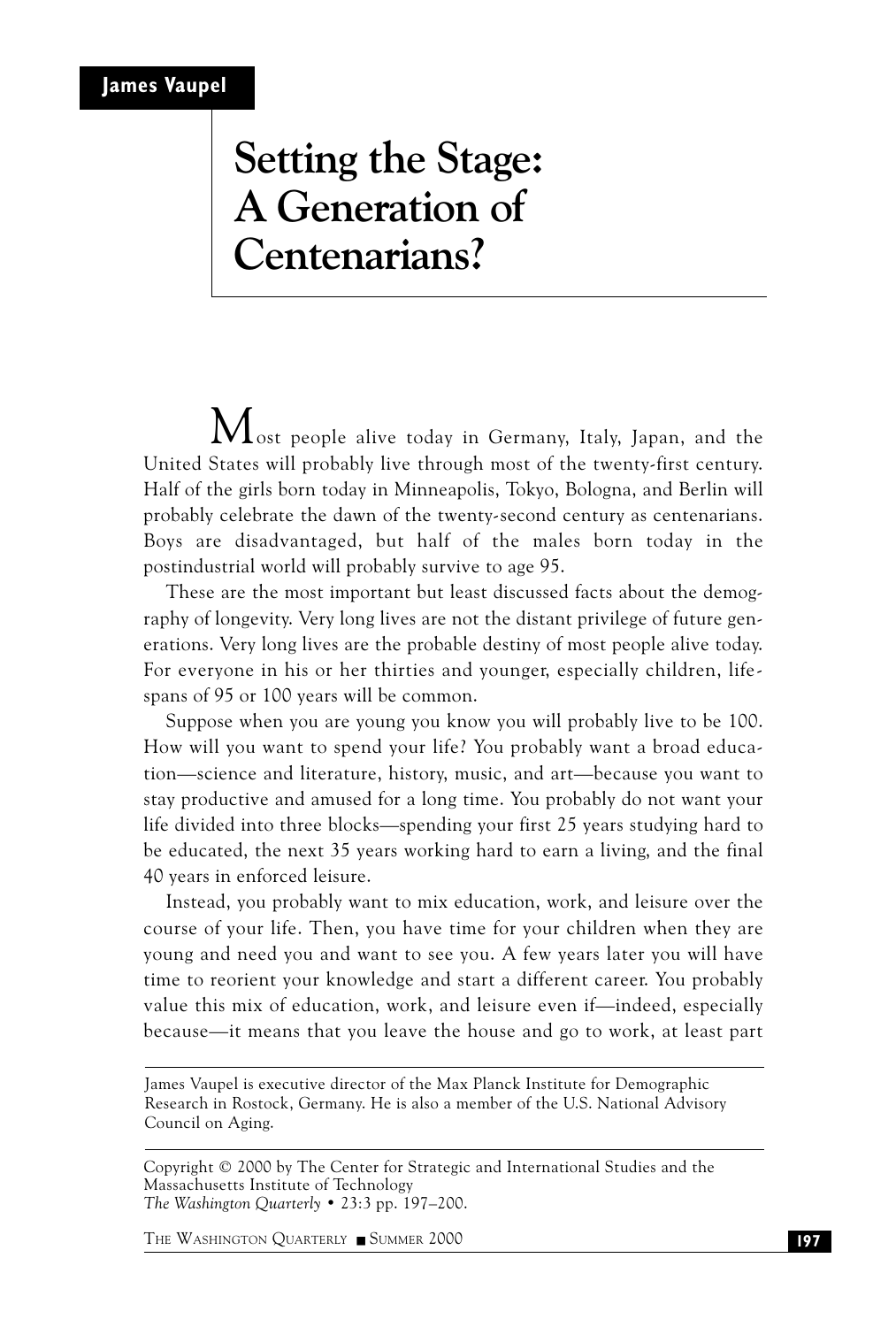**James Vaupel**

# Setting the Stage: A Generation of Centenarians?

Most people alive today in Germany, Italy, Japan, and the United States will probably live through most of the twenty-first century. Half of the girls born today in Minneapolis, Tokyo, Bologna, and Berlin will probably celebrate the dawn of the twenty-second century as centenarians. Boys are disadvantaged, but half of the males born today in the postindustrial world will probably survive to age 95.

These are the most important but least discussed facts about the demography of longevity. Very long lives are not the distant privilege of future generations. Very long lives are the probable destiny of most people alive today. For everyone in his or her thirties and younger, especially children, lifespans of 95 or 100 years will be common.

Suppose when you are young you know you will probably live to be 100. How will you want to spend your life? You probably want a broad education—science and literature, history, music, and art—because you want to stay productive and amused for a long time. You probably do not want your life divided into three blocks—spending your first 25 years studying hard to be educated, the next 35 years working hard to earn a living, and the final 40 years in enforced leisure.

Instead, you probably want to mix education, work, and leisure over the course of your life. Then, you have time for your children when they are young and need you and want to see you. A few years later you will have time to reorient your knowledge and start a different career. You probably value this mix of education, work, and leisure even if—indeed, especially because—it means that you leave the house and go to work, at least part

---

James Vaupel is executive director of the Max Planck Institute for Demographic Research in Rostock, Germany. He is also a member of the U.S. National Advisory Council on Aging.

Copyright © 2000 by The Center for Strategic and International Studies and the Massachusetts Institute of Technology
*The Washington Quarterly* • 23:3 pp. 197–200.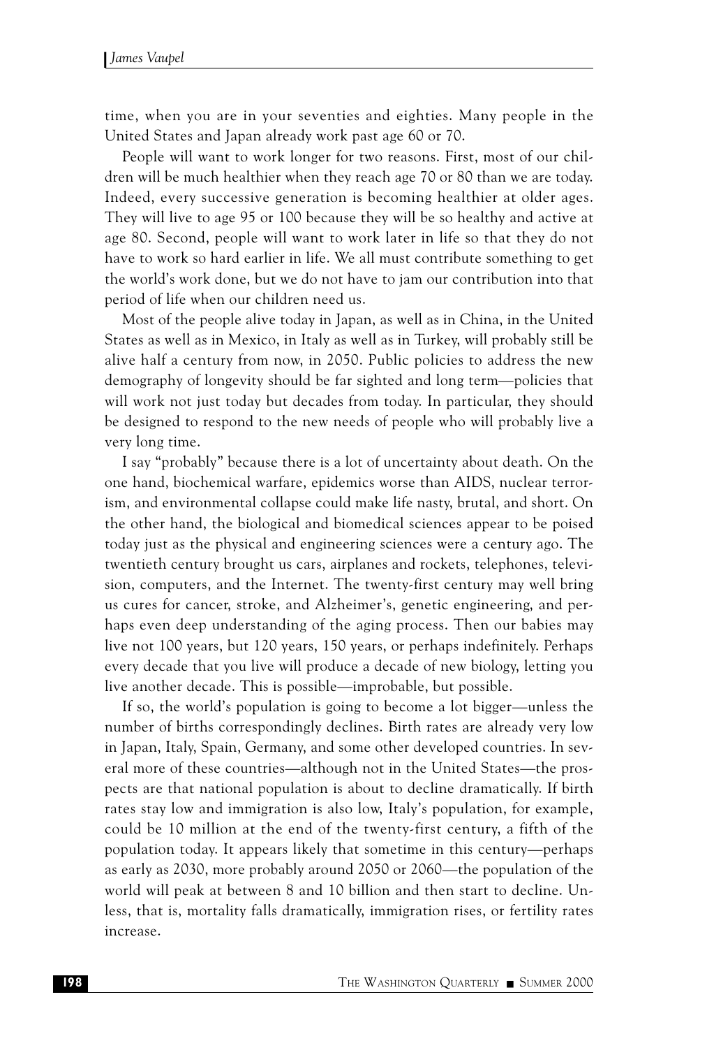time, when you are in your seventies and eighties. Many people in the United States and Japan already work past age 60 or 70.

People will want to work longer for two reasons. First, most of our children will be much healthier when they reach age 70 or 80 than we are today. Indeed, every successive generation is becoming healthier at older ages. They will live to age 95 or 100 because they will be so healthy and active at age 80. Second, people will want to work later in life so that they do not have to work so hard earlier in life. We all must contribute something to get the world's work done, but we do not have to jam our contribution into that period of life when our children need us.

Most of the people alive today in Japan, as well as in China, in the United States as well as in Mexico, in Italy as well as in Turkey, will probably still be alive half a century from now, in 2050. Public policies to address the new demography of longevity should be far sighted and long term—policies that will work not just today but decades from today. In particular, they should be designed to respond to the new needs of people who will probably live a very long time.

I say "probably" because there is a lot of uncertainty about death. On the one hand, biochemical warfare, epidemics worse than AIDS, nuclear terrorism, and environmental collapse could make life nasty, brutal, and short. On the other hand, the biological and biomedical sciences appear to be poised today just as the physical and engineering sciences were a century ago. The twentieth century brought us cars, airplanes and rockets, telephones, television, computers, and the Internet. The twenty-first century may well bring us cures for cancer, stroke, and Alzheimer's, genetic engineering, and perhaps even deep understanding of the aging process. Then our babies may live not 100 years, but 120 years, 150 years, or perhaps indefinitely. Perhaps every decade that you live will produce a decade of new biology, letting you live another decade. This is possible—improbable, but possible.

If so, the world's population is going to become a lot bigger—unless the number of births correspondingly declines. Birth rates are already very low in Japan, Italy, Spain, Germany, and some other developed countries. In several more of these countries—although not in the United States—the prospects are that national population is about to decline dramatically. If birth rates stay low and immigration is also low, Italy's population, for example, could be 10 million at the end of the twenty-first century, a fifth of the population today. It appears likely that sometime in this century—perhaps as early as 2030, more probably around 2050 or 2060—the population of the world will peak at between 8 and 10 billion and then start to decline. Unless, that is, mortality falls dramatically, immigration rises, or fertility rates increase.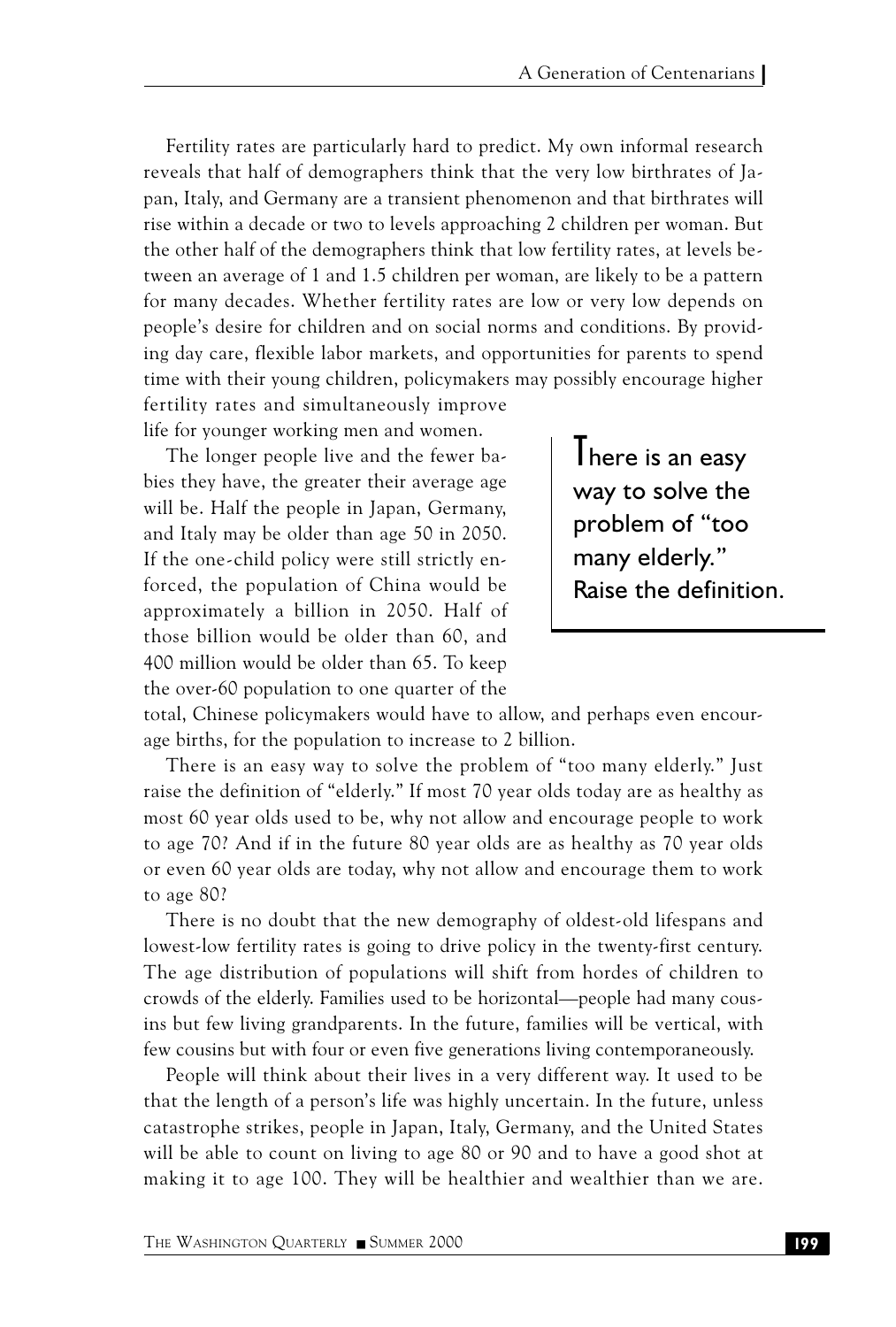Fertility rates are particularly hard to predict. My own informal research reveals that half of demographers think that the very low birthrates of Japan, Italy, and Germany are a transient phenomenon and that birthrates will rise within a decade or two to levels approaching 2 children per woman. But the other half of the demographers think that low fertility rates, at levels between an average of 1 and 1.5 children per woman, are likely to be a pattern for many decades. Whether fertility rates are low or very low depends on people's desire for children and on social norms and conditions. By providing day care, flexible labor markets, and opportunities for parents to spend time with their young children, policymakers may possibly encourage higher fertility rates and simultaneously improve life for younger working men and women.

> There is an easy way to solve the problem of "too many elderly." Raise the definition.

The longer people live and the fewer babies they have, the greater their average age will be. Half the people in Japan, Germany, and Italy may be older than age 50 in 2050. If the one-child policy were still strictly enforced, the population of China would be approximately a billion in 2050. Half of those billion would be older than 60, and 400 million would be older than 65. To keep the over-60 population to one quarter of the total, Chinese policymakers would have to allow, and perhaps even encourage births, for the population to increase to 2 billion.

There is an easy way to solve the problem of "too many elderly." Just raise the definition of "elderly." If most 70 year olds today are as healthy as most 60 year olds used to be, why not allow and encourage people to work to age 70? And if in the future 80 year olds are as healthy as 70 year olds or even 60 year olds are today, why not allow and encourage them to work to age 80?

There is no doubt that the new demography of oldest-old lifespans and lowest-low fertility rates is going to drive policy in the twenty-first century. The age distribution of populations will shift from hordes of children to crowds of the elderly. Families used to be horizontal—people had many cousins but few living grandparents. In the future, families will be vertical, with few cousins but with four or even five generations living contemporaneously.

People will think about their lives in a very different way. It used to be that the length of a person's life was highly uncertain. In the future, unless catastrophe strikes, people in Japan, Italy, Germany, and the United States will be able to count on living to age 80 or 90 and to have a good shot at making it to age 100. They will be healthier and wealthier than we are.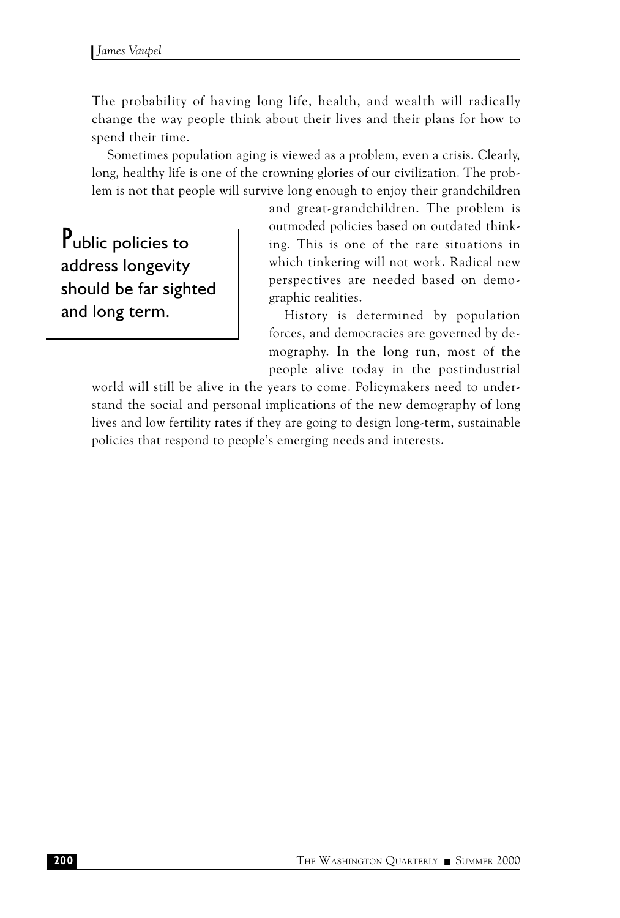The probability of having long life, health, and wealth will radically change the way people think about their lives and their plans for how to spend their time.

Sometimes population aging is viewed as a problem, even a crisis. Clearly, long, healthy life is one of the crowning glories of our civilization. The problem is not that people will survive long enough to enjoy their grandchildren and great-grandchildren. The problem is outmoded policies based on outdated thinking. This is one of the rare situations in which tinkering will not work. Radical new perspectives are needed based on demographic realities.

> **Public policies to address longevity should be far sighted and long term.**

History is determined by population forces, and democracies are governed by demography. In the long run, most of the people alive today in the postindustrial world will still be alive in the years to come. Policymakers need to understand the social and personal implications of the new demography of long lives and low fertility rates if they are going to design long-term, sustainable policies that respond to people's emerging needs and interests.